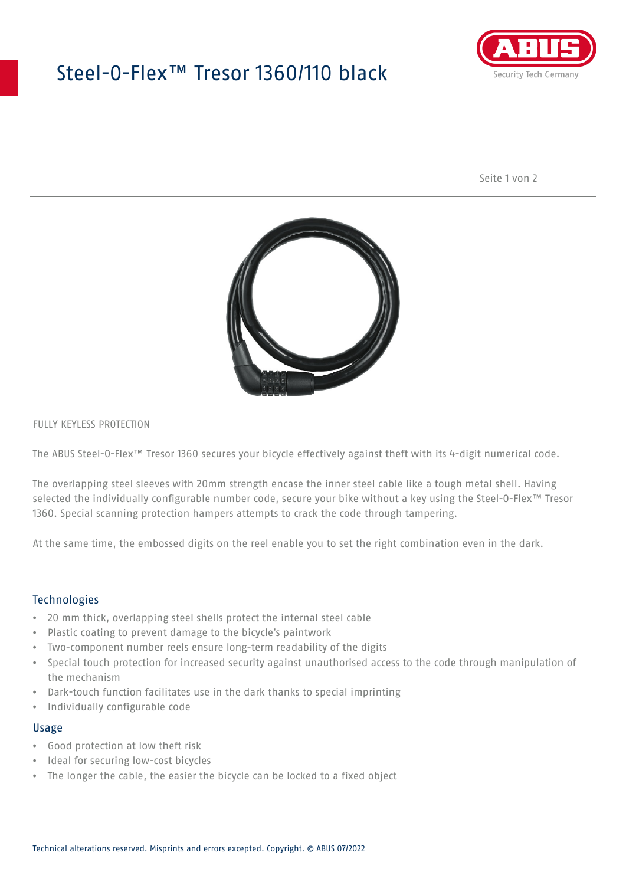# Steel-O-Flex™ Tresor 1360/110 black

FULLY KEYLESS PROTECTION

The ABUS Steel-O-Flex™ Tresor 1360 secures your bicycle effectively against theft with its 4-digit numerical code.

The overlapping steel sleeves with 20mm strength encase the inner steel cable like a tough metal shell. Having selected the individually configurable number code, secure your bike without a key using the Steel-O-Flex™ Tresor 1360. Special scanning protection hampers attempts to crack the code through tampering.

At the same time, the embossed digits on the reel enable you to set the right combination even in the dark.

## Technologies

- 20 mm thick, overlapping steel shells protect the internal steel cable
- Plastic coating to prevent damage to the bicycle's paintwork
- Two-component number reels ensure long-term readability of the digits
- Special touch protection for increased security against unauthorised access to the code through manipulation of the mechanism
- Dark-touch function facilitates use in the dark thanks to special imprinting
- Individually configurable code

## Usage

- Good protection at low theft risk
- Ideal for securing low-cost bicycles
- The longer the cable, the easier the bicycle can be locked to a fixed object

Technical alterations reserved. Misprints and errors excepted. Copyright. © ABUS 07/2022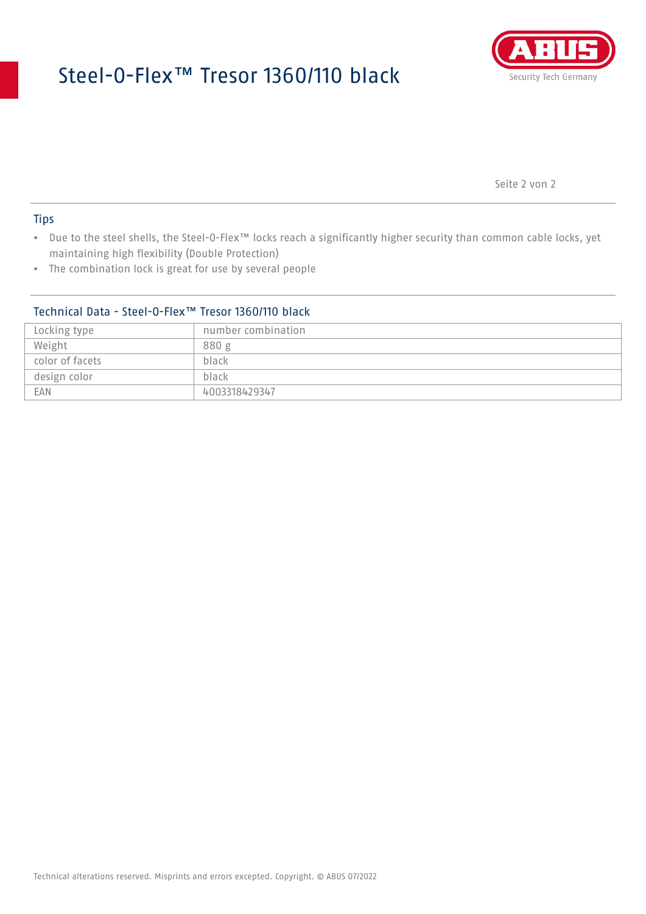# Steel-O-Flex™ Tresor 1360/110 black

## Tips

- Due to the steel shells, the Steel-O-Flex™ locks reach a significantly higher security than common cable locks, yet maintaining high flexibility (Double Protection)
- The combination lock is great for use by several people

## Technical Data - Steel-O-Flex™ Tresor 1360/110 black

| | |
|---|---|
| Locking type | number combination |
| Weight | 880 g |
| color of facets | black |
| design color | black |
| EAN | 4003318429347 |

Technical alterations reserved. Misprints and errors excepted. Copyright. © ABUS 07/2022